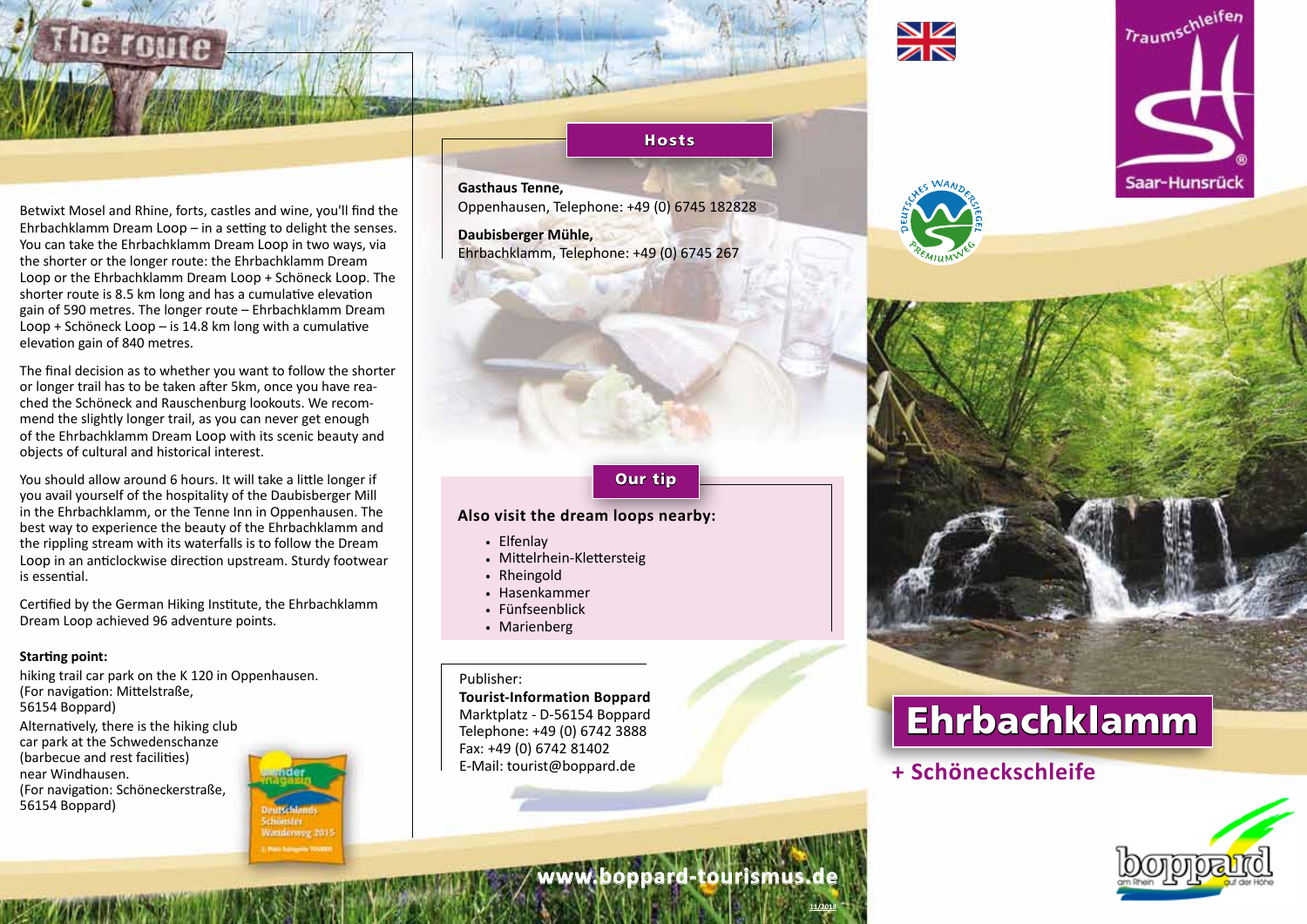## The route

Betwixt Mosel and Rhine, forts, castles and wine, you'll find the Ehrbachklamm Dream Loop – in a setting to delight the senses. You can take the Ehrbachklamm Dream Loop in two ways, via the shorter or the longer route: the Ehrbachklamm Dream Loop or the Ehrbachklamm Dream Loop + Schöneck Loop. The shorter route is 8.5 km long and has a cumulative elevation gain of 590 metres. The longer route – Ehrbachklamm Dream Loop + Schöneck Loop – is 14.8 km long with a cumulative elevation gain of 840 metres.

The final decision as to whether you want to follow the shorter or longer trail has to be taken after 5km, once you have reached the Schöneck and Rauschenburg lookouts. We recommend the slightly longer trail, as you can never get enough of the Ehrbachklamm Dream Loop with its scenic beauty and objects of cultural and historical interest.

You should allow around 6 hours. It will take a little longer if you avail yourself of the hospitality of the Daubisberger Mill in the Ehrbachklamm, or the Tenne Inn in Oppenhausen. The best way to experience the beauty of the Ehrbachklamm and the rippling stream with its waterfalls is to follow the Dream Loop in an anticlockwise direction upstream. Sturdy footwear is essential.

Certified by the German Hiking Institute, the Ehrbachklamm Dream Loop achieved 96 adventure points.

**Starting point:**

hiking trail car park on the K 120 in Oppenhausen.
(For navigation: Mittelstraße, 56154 Boppard)

Alternatively, there is the hiking club car park at the Schwedenschanze (barbecue and rest facilities) near Windhausen.
(For navigation: Schöneckerstraße, 56154 Boppard)

Wander magazin – Deutschlands Schönster Wanderweg 2015 – 2. Platz Kategorie TOUREN

## Hosts

**Gasthaus Tenne,**
Oppenhausen, Telephone: +49 (0) 6745 182828

**Daubisberger Mühle,**
Ehrbachklamm, Telephone: +49 (0) 6745 267

## Our tip

### Also visit the dream loops nearby:

- Elfenlay
- Mittelrhein-Klettersteig
- Rheingold
- Hasenkammer
- Fünfseenblick
- Marienberg

Publisher:
**Tourist-Information Boppard**
Marktplatz - D-56154 Boppard
Telephone: +49 (0) 6742 3888
Fax: +49 (0) 6742 81402
E-Mail: tourist@boppard.de

www.boppard-tourismus.de

11/2018

Traumschleifen Saar-Hunsrück

Deutsches Wandersiegel Premiumweg

# Ehrbachklamm

## + Schöneckschleife

boppard am Rhein auf der Höhe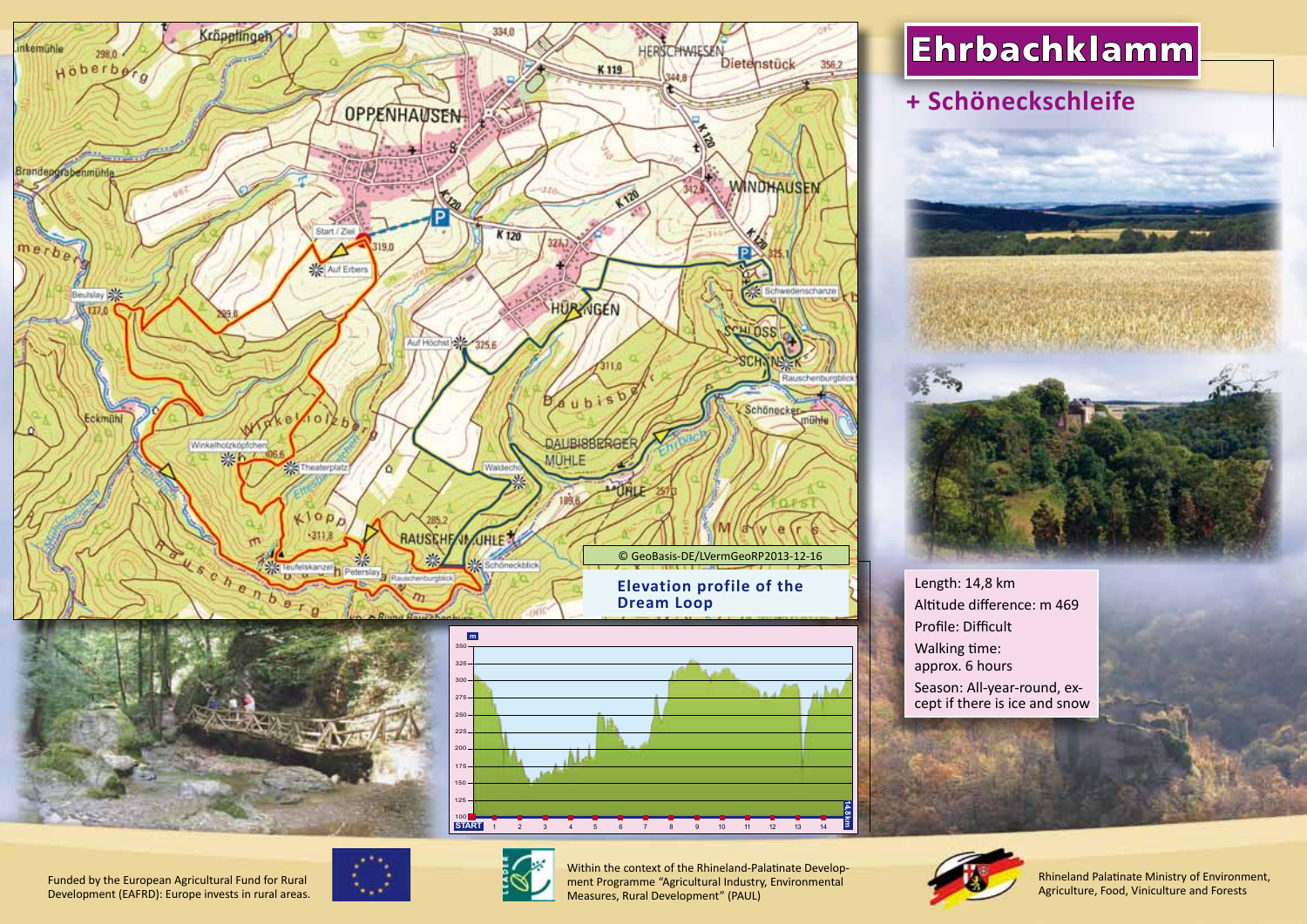# Ehrbachklamm

## + Schöneckschleife

© GeoBasis-DE/LVermGeoRP2013-12-16

**Elevation profile of the Dream Loop**

m
350
325
300
275
250
225
200
175
150
125
100
START 1 2 3 4 5 6 7 8 9 10 11 12 13 14 14,8 km

Length: 14,8 km
Altitude difference: m 469
Profile: Difficult
Walking time: approx. 6 hours
Season: All-year-round, except if there is ice and snow

Funded by the European Agricultural Fund for Rural Development (EAFRD): Europe invests in rural areas.

Within the context of the Rhineland-Palatinate Development Programme "Agricultural Industry, Environmental Measures, Rural Development" (PAUL)

Rhineland Palatinate Ministry of Environment, Agriculture, Food, Viniculture and Forests